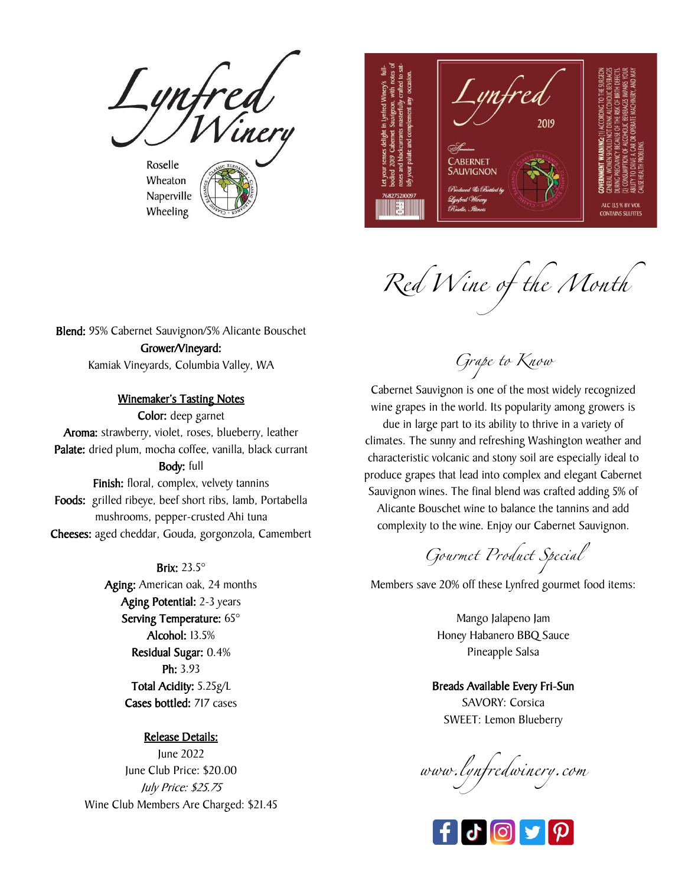# Lynfred Winery

Roselle
Wheaton
Naperville
Wheeling

Let your senses delight in Lynfred Winery's full-bodied 2019 Cabernet Sauvignon, with notes of roses and blackcurrants masterfully crafted to satisfy your palate and complement any occasion.

768275210097

Lynfred 2019

American
Cabernet Sauvignon

Produced & Bottled by Lynfred Winery Roselle, Illinois

GOVERNMENT WARNING: (1) ACCORDING TO THE SURGEON GENERAL, WOMEN SHOULD NOT DRINK ALCOHOLIC BEVERAGES DURING PREGNANCY BECAUSE OF THE RISK OF BIRTH DEFECTS. (2) CONSUMPTION OF ALCOHOLIC BEVERAGES IMPAIRS YOUR ABILITY TO DRIVE A CAR OR OPERATE MACHINERY, AND MAY CAUSE HEALTH PROBLEMS.

ALC 13.5 % BY VOL
CONTAINS SULFITES

## Red Wine of the Month

**Blend:** 95% Cabernet Sauvignon/5% Alicante Bouschet
**Grower/Vineyard:**
Kamiak Vineyards, Columbia Valley, WA

**Winemaker's Tasting Notes**

**Color:** deep garnet
**Aroma:** strawberry, violet, roses, blueberry, leather
**Palate:** dried plum, mocha coffee, vanilla, black currant
**Body:** full
**Finish:** floral, complex, velvety tannins
**Foods:** grilled ribeye, beef short ribs, lamb, Portabella mushrooms, pepper-crusted Ahi tuna
**Cheeses:** aged cheddar, Gouda, gorgonzola, Camembert

**Brix:** 23.5°
**Aging:** American oak, 24 months
**Aging Potential:** 2-3 years
**Serving Temperature:** 65°
**Alcohol:** 13.5%
**Residual Sugar:** 0.4%
**Ph:** 3.93
**Total Acidity:** 5.25g/L
**Cases bottled:** 717 cases

**Release Details:**

June 2022
June Club Price: $20.00
*July Price: $25.75*
Wine Club Members Are Charged: $21.45

### Grape to Know

Cabernet Sauvignon is one of the most widely recognized wine grapes in the world. Its popularity among growers is due in large part to its ability to thrive in a variety of climates. The sunny and refreshing Washington weather and characteristic volcanic and stony soil are especially ideal to produce grapes that lead into complex and elegant Cabernet Sauvignon wines. The final blend was crafted adding 5% of Alicante Bouschet wine to balance the tannins and add complexity to the wine. Enjoy our Cabernet Sauvignon.

### Gourmet Product Special

Members save 20% off these Lynfred gourmet food items:

Mango Jalapeno Jam
Honey Habanero BBQ Sauce
Pineapple Salsa

**Breads Available Every Fri-Sun**
SAVORY: Corsica
SWEET: Lemon Blueberry

www.lynfredwinery.com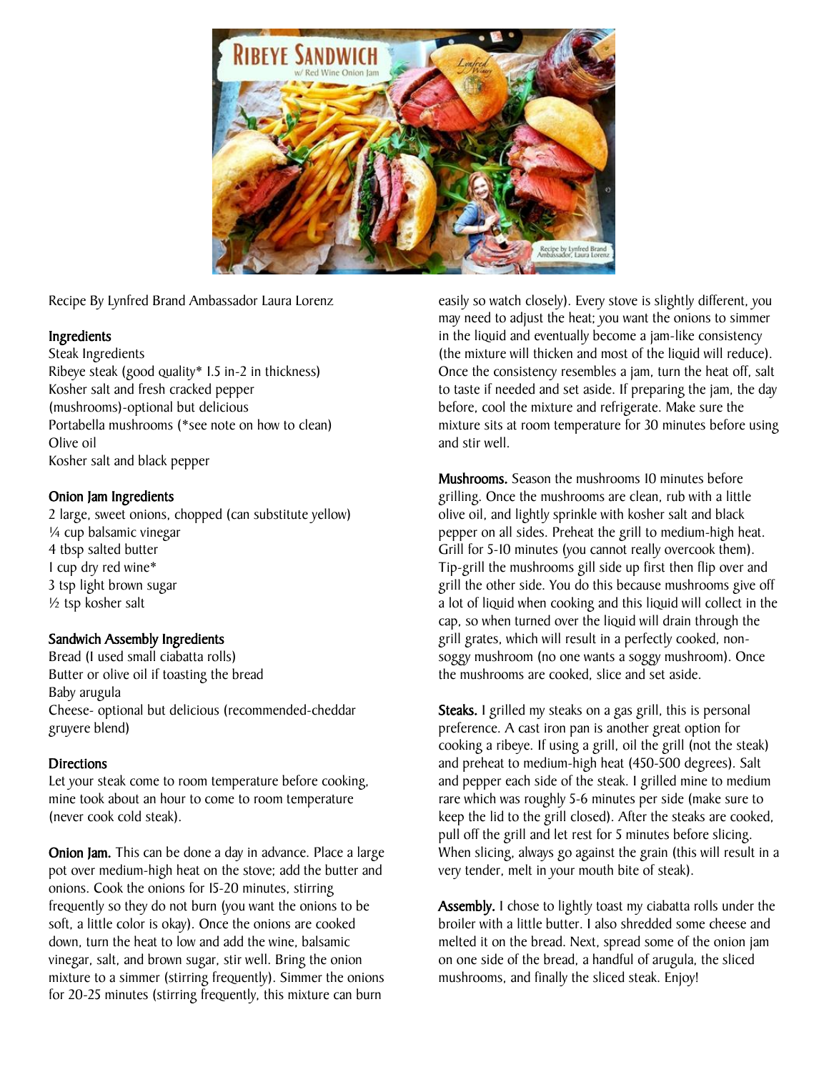Recipe By Lynfred Brand Ambassador Laura Lorenz

## Ingredients

Steak Ingredients
Ribeye steak (good quality* 1.5 in-2 in thickness)
Kosher salt and fresh cracked pepper
(mushrooms)-optional but delicious
Portabella mushrooms (*see note on how to clean)
Olive oil
Kosher salt and black pepper

## Onion Jam Ingredients

2 large, sweet onions, chopped (can substitute yellow)
¼ cup balsamic vinegar
4 tbsp salted butter
1 cup dry red wine*
3 tsp light brown sugar
½ tsp kosher salt

## Sandwich Assembly Ingredients

Bread (I used small ciabatta rolls)
Butter or olive oil if toasting the bread
Baby arugula
Cheese- optional but delicious (recommended-cheddar gruyere blend)

## Directions

Let your steak come to room temperature before cooking, mine took about an hour to come to room temperature (never cook cold steak).

**Onion Jam.** This can be done a day in advance. Place a large pot over medium-high heat on the stove; add the butter and onions. Cook the onions for 15-20 minutes, stirring frequently so they do not burn (you want the onions to be soft, a little color is okay). Once the onions are cooked down, turn the heat to low and add the wine, balsamic vinegar, salt, and brown sugar, stir well. Bring the onion mixture to a simmer (stirring frequently). Simmer the onions for 20-25 minutes (stirring frequently, this mixture can burn easily so watch closely). Every stove is slightly different, you may need to adjust the heat; you want the onions to simmer in the liquid and eventually become a jam-like consistency (the mixture will thicken and most of the liquid will reduce). Once the consistency resembles a jam, turn the heat off, salt to taste if needed and set aside. If preparing the jam, the day before, cool the mixture and refrigerate. Make sure the mixture sits at room temperature for 30 minutes before using and stir well.

**Mushrooms.** Season the mushrooms 10 minutes before grilling. Once the mushrooms are clean, rub with a little olive oil, and lightly sprinkle with kosher salt and black pepper on all sides. Preheat the grill to medium-high heat. Grill for 5-10 minutes (you cannot really overcook them). Tip-grill the mushrooms gill side up first then flip over and grill the other side. You do this because mushrooms give off a lot of liquid when cooking and this liquid will collect in the cap, so when turned over the liquid will drain through the grill grates, which will result in a perfectly cooked, non-soggy mushroom (no one wants a soggy mushroom). Once the mushrooms are cooked, slice and set aside.

**Steaks.** I grilled my steaks on a gas grill, this is personal preference. A cast iron pan is another great option for cooking a ribeye. If using a grill, oil the grill (not the steak) and preheat to medium-high heat (450-500 degrees). Salt and pepper each side of the steak. I grilled mine to medium rare which was roughly 5-6 minutes per side (make sure to keep the lid to the grill closed). After the steaks are cooked, pull off the grill and let rest for 5 minutes before slicing. When slicing, always go against the grain (this will result in a very tender, melt in your mouth bite of steak).

**Assembly.** I chose to lightly toast my ciabatta rolls under the broiler with a little butter. I also shredded some cheese and melted it on the bread. Next, spread some of the onion jam on one side of the bread, a handful of arugula, the sliced mushrooms, and finally the sliced steak. Enjoy!